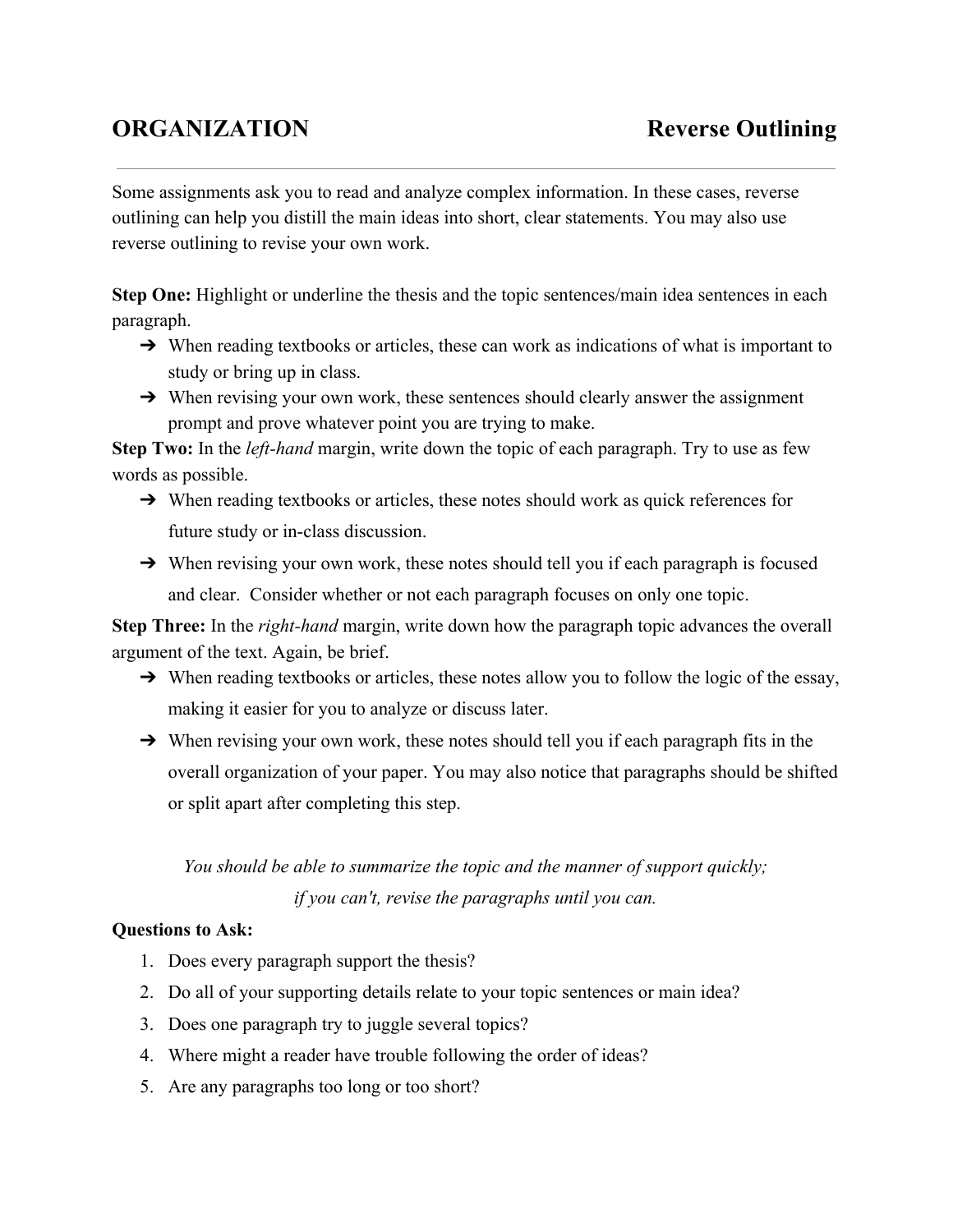# ORGANIZATION — Reverse Outlining

Some assignments ask you to read and analyze complex information. In these cases, reverse outlining can help you distill the main ideas into short, clear statements. You may also use reverse outlining to revise your own work.

**Step One:** Highlight or underline the thesis and the topic sentences/main idea sentences in each paragraph.

- ➔ When reading textbooks or articles, these can work as indications of what is important to study or bring up in class.
- ➔ When revising your own work, these sentences should clearly answer the assignment prompt and prove whatever point you are trying to make.

**Step Two:** In the *left-hand* margin, write down the topic of each paragraph. Try to use as few words as possible.

- ➔ When reading textbooks or articles, these notes should work as quick references for future study or in-class discussion.
- ➔ When revising your own work, these notes should tell you if each paragraph is focused and clear. Consider whether or not each paragraph focuses on only one topic.

**Step Three:** In the *right-hand* margin, write down how the paragraph topic advances the overall argument of the text. Again, be brief.

- ➔ When reading textbooks or articles, these notes allow you to follow the logic of the essay, making it easier for you to analyze or discuss later.
- ➔ When revising your own work, these notes should tell you if each paragraph fits in the overall organization of your paper. You may also notice that paragraphs should be shifted or split apart after completing this step.

*You should be able to summarize the topic and the manner of support quickly; if you can't, revise the paragraphs until you can.*

**Questions to Ask:**

1. Does every paragraph support the thesis?
2. Do all of your supporting details relate to your topic sentences or main idea?
3. Does one paragraph try to juggle several topics?
4. Where might a reader have trouble following the order of ideas?
5. Are any paragraphs too long or too short?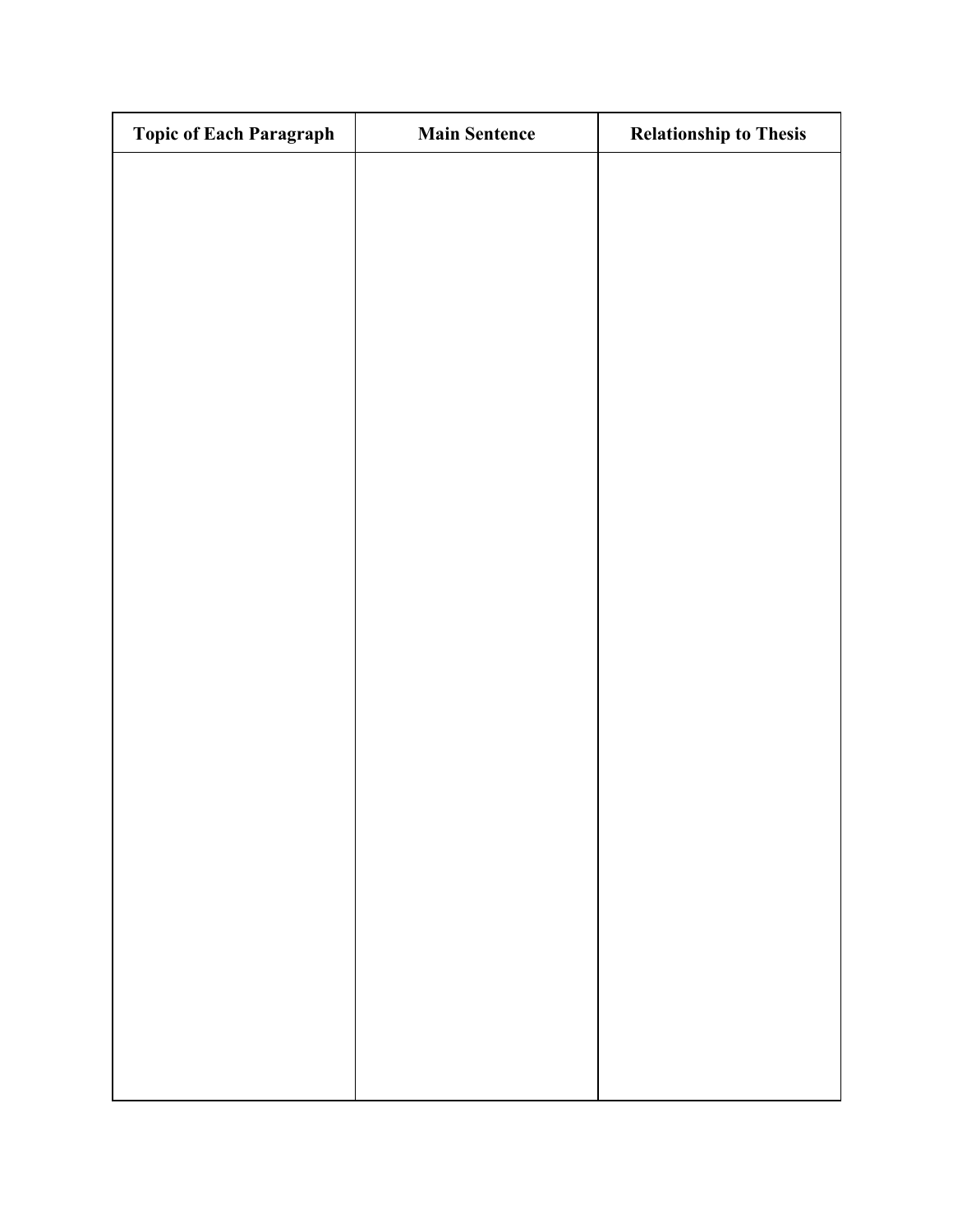| Topic of Each Paragraph | Main Sentence | Relationship to Thesis |
| --- | --- | --- |
| | | |